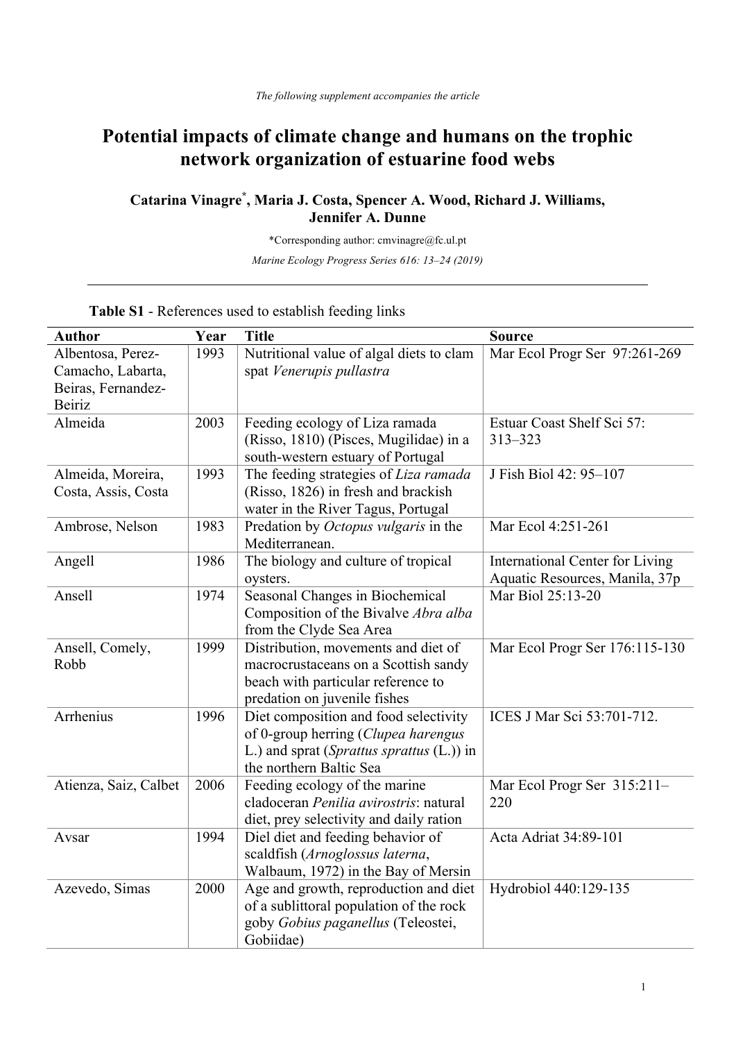*The following supplement accompanies the article*

# Potential impacts of climate change and humans on the trophic network organization of estuarine food webs

**Catarina Vinagre*, Maria J. Costa, Spencer A. Wood, Richard J. Williams, Jennifer A. Dunne**

*Corresponding author: cmvinagre@fc.ul.pt

*Marine Ecology Progress Series 616: 13–24 (2019)*

---

**Table S1** - References used to establish feeding links

| Author | Year | Title | Source |
|---|---|---|---|
| Albentosa, Perez-Camacho, Labarta, Beiras, Fernandez-Beiriz | 1993 | Nutritional value of algal diets to clam spat *Venerupis pullastra* | Mar Ecol Progr Ser 97:261-269 |
| Almeida | 2003 | Feeding ecology of Liza ramada (Risso, 1810) (Pisces, Mugilidae) in a south-western estuary of Portugal | Estuar Coast Shelf Sci 57: 313–323 |
| Almeida, Moreira, Costa, Assis, Costa | 1993 | The feeding strategies of *Liza ramada* (Risso, 1826) in fresh and brackish water in the River Tagus, Portugal | J Fish Biol 42: 95–107 |
| Ambrose, Nelson | 1983 | Predation by *Octopus vulgaris* in the Mediterranean. | Mar Ecol 4:251-261 |
| Angell | 1986 | The biology and culture of tropical oysters. | International Center for Living Aquatic Resources, Manila, 37p |
| Ansell | 1974 | Seasonal Changes in Biochemical Composition of the Bivalve *Abra alba* from the Clyde Sea Area | Mar Biol 25:13-20 |
| Ansell, Comely, Robb | 1999 | Distribution, movements and diet of macrocrustaceans on a Scottish sandy beach with particular reference to predation on juvenile fishes | Mar Ecol Progr Ser 176:115-130 |
| Arrhenius | 1996 | Diet composition and food selectivity of 0-group herring (*Clupea harengus* L.) and sprat (*Sprattus sprattus* (L.)) in the northern Baltic Sea | ICES J Mar Sci 53:701-712. |
| Atienza, Saiz, Calbet | 2006 | Feeding ecology of the marine cladoceran *Penilia avirostris*: natural diet, prey selectivity and daily ration | Mar Ecol Progr Ser 315:211–220 |
| Avsar | 1994 | Diel diet and feeding behavior of scaldfish (*Arnoglossus laterna*, Walbaum, 1972) in the Bay of Mersin | Acta Adriat 34:89-101 |
| Azevedo, Simas | 2000 | Age and growth, reproduction and diet of a sublittoral population of the rock goby *Gobius paganellus* (Teleostei, Gobiidae) | Hydrobiol 440:129-135 |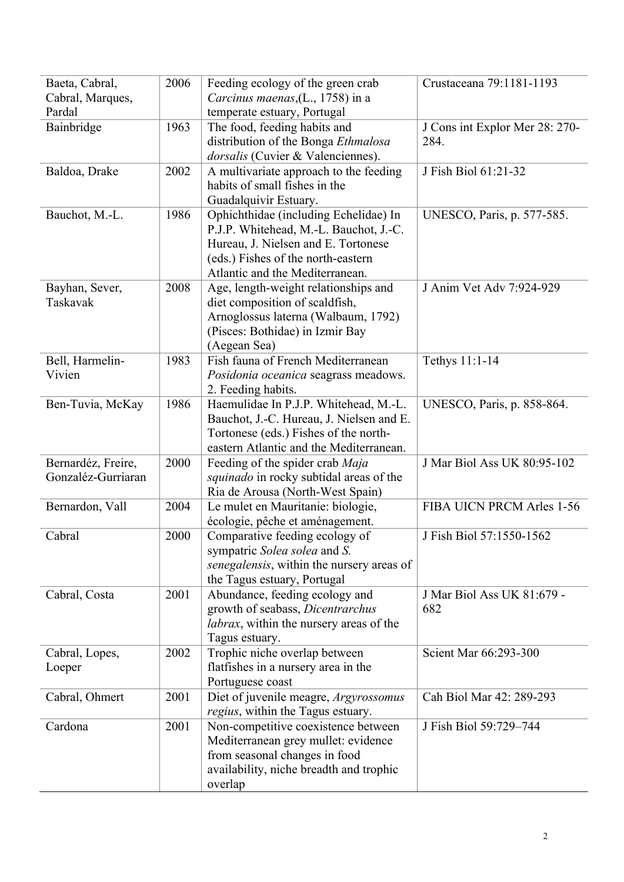| Baeta, Cabral, Cabral, Marques, Pardal | 2006 | Feeding ecology of the green crab *Carcinus maenas*,(L., 1758) in a temperate estuary, Portugal | Crustaceana 79:1181-1193 |
|---|---|---|---|
| Bainbridge | 1963 | The food, feeding habits and distribution of the Bonga *Ethmalosa dorsalis* (Cuvier & Valenciennes). | J Cons int Explor Mer 28: 270-284. |
| Baldoa, Drake | 2002 | A multivariate approach to the feeding habits of small fishes in the Guadalquivir Estuary. | J Fish Biol 61:21-32 |
| Bauchot, M.-L. | 1986 | Ophichthidae (including Echelidae) In P.J.P. Whitehead, M.-L. Bauchot, J.-C. Hureau, J. Nielsen and E. Tortonese (eds.) Fishes of the north-eastern Atlantic and the Mediterranean. | UNESCO, Paris, p. 577-585. |
| Bayhan, Sever, Taskavak | 2008 | Age, length-weight relationships and diet composition of scaldfish, Arnoglossus laterna (Walbaum, 1792) (Pisces: Bothidae) in Izmir Bay (Aegean Sea) | J Anim Vet Adv 7:924-929 |
| Bell, Harmelin-Vivien | 1983 | Fish fauna of French Mediterranean *Posidonia oceanica* seagrass meadows. 2. Feeding habits. | Tethys 11:1-14 |
| Ben-Tuvia, McKay | 1986 | Haemulidae In P.J.P. Whitehead, M.-L. Bauchot, J.-C. Hureau, J. Nielsen and E. Tortonese (eds.) Fishes of the north-eastern Atlantic and the Mediterranean. | UNESCO, Paris, p. 858-864. |
| Bernardéz, Freire, Gonzaléz-Gurriaran | 2000 | Feeding of the spider crab *Maja squinado* in rocky subtidal areas of the Ria de Arousa (North-West Spain) | J Mar Biol Ass UK 80:95-102 |
| Bernardon, Vall | 2004 | Le mulet en Mauritanie: biologie, écologie, pêche et aménagement. | FIBA UICN PRCM Arles 1-56 |
| Cabral | 2000 | Comparative feeding ecology of sympatric *Solea solea* and *S. senegalensis*, within the nursery areas of the Tagus estuary, Portugal | J Fish Biol 57:1550-1562 |
| Cabral, Costa | 2001 | Abundance, feeding ecology and growth of seabass, *Dicentrarchus labrax*, within the nursery areas of the Tagus estuary. | J Mar Biol Ass UK 81:679 - 682 |
| Cabral, Lopes, Loeper | 2002 | Trophic niche overlap between flatfishes in a nursery area in the Portuguese coast | Scient Mar 66:293-300 |
| Cabral, Ohmert | 2001 | Diet of juvenile meagre, *Argyrossomus regius*, within the Tagus estuary. | Cah Biol Mar 42: 289-293 |
| Cardona | 2001 | Non-competitive coexistence between Mediterranean grey mullet: evidence from seasonal changes in food availability, niche breadth and trophic overlap | J Fish Biol 59:729–744 |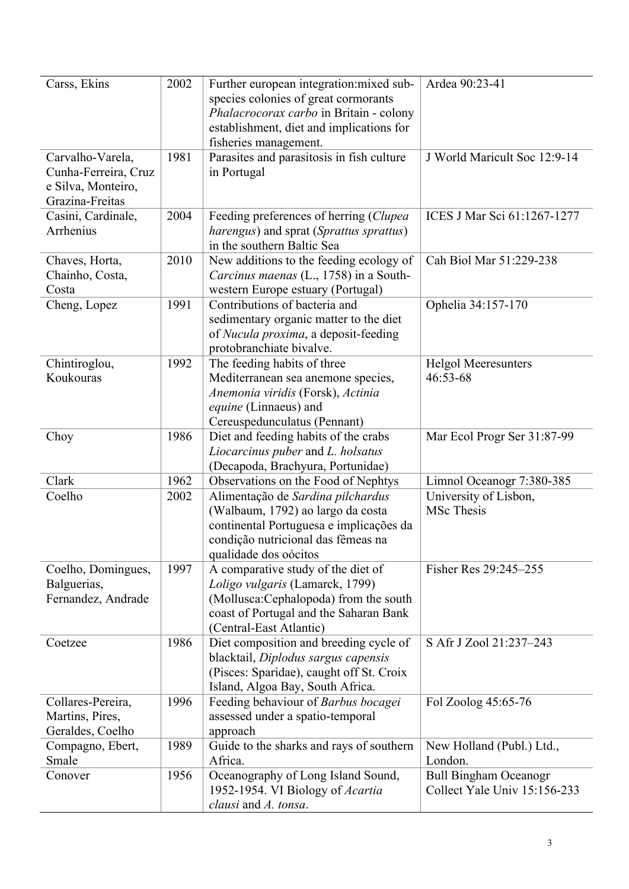| | | | |
|---|---|---|---|
| Carss, Ekins | 2002 | Further european integration:mixed sub-species colonies of great cormorants *Phalacrocorax carbo* in Britain - colony establishment, diet and implications for fisheries management. | Ardea 90:23-41 |
| Carvalho-Varela, Cunha-Ferreira, Cruz e Silva, Monteiro, Grazina-Freitas | 1981 | Parasites and parasitosis in fish culture in Portugal | J World Maricult Soc 12:9-14 |
| Casini, Cardinale, Arrhenius | 2004 | Feeding preferences of herring (*Clupea harengus*) and sprat (*Sprattus sprattus*) in the southern Baltic Sea | ICES J Mar Sci 61:1267-1277 |
| Chaves, Horta, Chainho, Costa, Costa | 2010 | New additions to the feeding ecology of *Carcinus maenas* (L., 1758) in a South-western Europe estuary (Portugal) | Cah Biol Mar 51:229-238 |
| Cheng, Lopez | 1991 | Contributions of bacteria and sedimentary organic matter to the diet of *Nucula proxima*, a deposit-feeding protobranchiate bivalve. | Ophelia 34:157-170 |
| Chintiroglou, Koukouras | 1992 | The feeding habits of three Mediterranean sea anemone species, *Anemonia viridis* (Forsk), *Actinia equine* (Linnaeus) and Cereuspedunculatus (Pennant) | Helgol Meeresunters 46:53-68 |
| Choy | 1986 | Diet and feeding habits of the crabs *Liocarcinus puber* and *L. holsatus* (Decapoda, Brachyura, Portunidae) | Mar Ecol Progr Ser 31:87-99 |
| Clark | 1962 | Observations on the Food of Nephtys | Limnol Oceanogr 7:380-385 |
| Coelho | 2002 | Alimentação de *Sardina pilchardus* (Walbaum, 1792) ao largo da costa continental Portuguesa e implicações da condição nutricional das fêmeas na qualidade dos oócitos | University of Lisbon, MSc Thesis |
| Coelho, Domingues, Balguerias, Fernandez, Andrade | 1997 | A comparative study of the diet of *Loligo vulgaris* (Lamarck, 1799) (Mollusca:Cephalopoda) from the south coast of Portugal and the Saharan Bank (Central-East Atlantic) | Fisher Res 29:245–255 |
| Coetzee | 1986 | Diet composition and breeding cycle of blacktail, *Diplodus sargus capensis* (Pisces: Sparidae), caught off St. Croix Island, Algoa Bay, South Africa. | S Afr J Zool 21:237–243 |
| Collares-Pereira, Martins, Pires, Geraldes, Coelho | 1996 | Feeding behaviour of *Barbus bocagei* assessed under a spatio-temporal approach | Fol Zoolog 45:65-76 |
| Compagno, Ebert, Smale | 1989 | Guide to the sharks and rays of southern Africa. | New Holland (Publ.) Ltd., London. |
| Conover | 1956 | Oceanography of Long Island Sound, 1952-1954. VI Biology of *Acartia clausi* and *A. tonsa*. | Bull Bingham Oceanogr Collect Yale Univ 15:156-233 |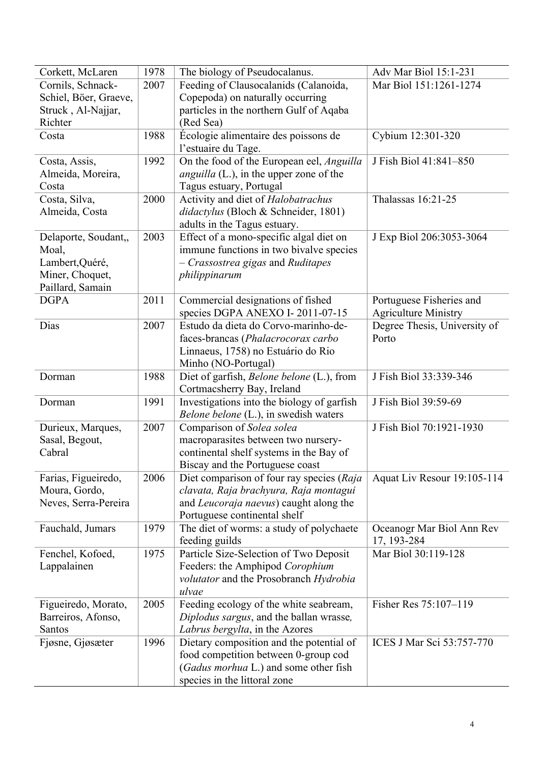| | | | |
|---|---|---|---|
| Corkett, McLaren | 1978 | The biology of Pseudocalanus. | Adv Mar Biol 15:1-231 |
| Cornils, Schnack-Schiel, Böer, Graeve, Struck , Al-Najjar, Richter | 2007 | Feeding of Clausocalanids (Calanoida, Copepoda) on naturally occurring particles in the northern Gulf of Aqaba (Red Sea) | Mar Biol 151:1261-1274 |
| Costa | 1988 | Écologie alimentaire des poissons de l'estuaire du Tage. | Cybium 12:301-320 |
| Costa, Assis, Almeida, Moreira, Costa | 1992 | On the food of the European eel, *Anguilla anguilla* (L.), in the upper zone of the Tagus estuary, Portugal | J Fish Biol 41:841–850 |
| Costa, Silva, Almeida, Costa | 2000 | Activity and diet of *Halobatrachus didactylus* (Bloch & Schneider, 1801) adults in the Tagus estuary. | Thalassas 16:21-25 |
| Delaporte, Soudant,, Moal, Lambert,Quéré, Miner, Choquet, Paillard, Samain | 2003 | Effect of a mono-specific algal diet on immune functions in two bivalve species – *Crassostrea gigas* and *Ruditapes philippinarum* | J Exp Biol 206:3053-3064 |
| DGPA | 2011 | Commercial designations of fished species DGPA ANEXO I- 2011-07-15 | Portuguese Fisheries and Agriculture Ministry |
| Dias | 2007 | Estudo da dieta do Corvo-marinho-de-faces-brancas (*Phalacrocorax carbo* Linnaeus, 1758) no Estuário do Rio Minho (NO-Portugal) | Degree Thesis, University of Porto |
| Dorman | 1988 | Diet of garfish, *Belone belone* (L.), from Cortmacsherry Bay, Ireland | J Fish Biol 33:339-346 |
| Dorman | 1991 | Investigations into the biology of garfish *Belone belone* (L.), in swedish waters | J Fish Biol 39:59-69 |
| Durieux, Marques, Sasal, Begout, Cabral | 2007 | Comparison of *Solea solea* macroparasites between two nursery-continental shelf systems in the Bay of Biscay and the Portuguese coast | J Fish Biol 70:1921-1930 |
| Farias, Figueiredo, Moura, Gordo, Neves, Serra-Pereira | 2006 | Diet comparison of four ray species (*Raja clavata, Raja brachyura, Raja montagui* and *Leucoraja naevus*) caught along the Portuguese continental shelf | Aquat Liv Resour 19:105-114 |
| Fauchald, Jumars | 1979 | The diet of worms: a study of polychaete feeding guilds | Oceanogr Mar Biol Ann Rev 17, 193-284 |
| Fenchel, Kofoed, Lappalainen | 1975 | Particle Size-Selection of Two Deposit Feeders: the Amphipod *Corophium volutator* and the Prosobranch *Hydrobia ulvae* | Mar Biol 30:119-128 |
| Figueiredo, Morato, Barreiros, Afonso, Santos | 2005 | Feeding ecology of the white seabream, *Diplodus sargus*, and the ballan wrasse, *Labrus bergylta*, in the Azores | Fisher Res 75:107–119 |
| Fjøsne, Gjøsæter | 1996 | Dietary composition and the potential of food competition between 0-group cod (*Gadus morhua* L.) and some other fish species in the littoral zone | ICES J Mar Sci 53:757-770 |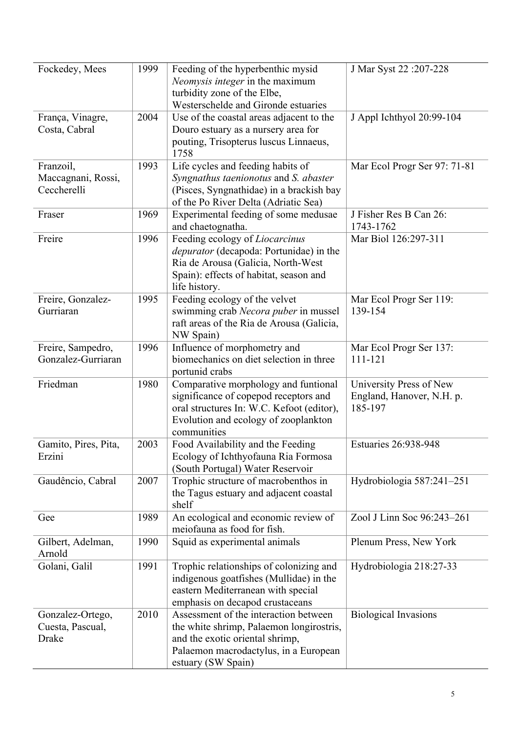| | | | |
|---|---|---|---|
| Fockedey, Mees | 1999 | Feeding of the hyperbenthic mysid *Neomysis integer* in the maximum turbidity zone of the Elbe, Westerschelde and Gironde estuaries | J Mar Syst 22 :207-228 |
| França, Vinagre, Costa, Cabral | 2004 | Use of the coastal areas adjacent to the Douro estuary as a nursery area for pouting, Trisopterus luscus Linnaeus, 1758 | J Appl Ichthyol 20:99-104 |
| Franzoil, Maccagnani, Rossi, Ceccherelli | 1993 | Life cycles and feeding habits of *Syngnathus taenionotus* and *S. abaster* (Pisces, Syngnathidae) in a brackish bay of the Po River Delta (Adriatic Sea) | Mar Ecol Progr Ser 97: 71-81 |
| Fraser | 1969 | Experimental feeding of some medusae and chaetognatha. | J Fisher Res B Can 26: 1743-1762 |
| Freire | 1996 | Feeding ecology of *Liocarcinus depurator* (decapoda: Portunidae) in the Ria de Arousa (Galicia, North-West Spain): effects of habitat, season and life history. | Mar Biol 126:297-311 |
| Freire, Gonzalez-Gurriaran | 1995 | Feeding ecology of the velvet swimming crab *Necora puber* in mussel raft areas of the Ria de Arousa (Galicia, NW Spain) | Mar Ecol Progr Ser 119: 139-154 |
| Freire, Sampedro, Gonzalez-Gurriaran | 1996 | Influence of morphometry and biomechanics on diet selection in three portunid crabs | Mar Ecol Progr Ser 137: 111-121 |
| Friedman | 1980 | Comparative morphology and funtional significance of copepod receptors and oral structures In: W.C. Kefoot (editor), Evolution and ecology of zooplankton communities | University Press of New England, Hanover, N.H. p. 185-197 |
| Gamito, Pires, Pita, Erzini | 2003 | Food Availability and the Feeding Ecology of Ichthyofauna Ria Formosa (South Portugal) Water Reservoir | Estuaries 26:938-948 |
| Gaudêncio, Cabral | 2007 | Trophic structure of macrobenthos in the Tagus estuary and adjacent coastal shelf | Hydrobiologia 587:241–251 |
| Gee | 1989 | An ecological and economic review of meiofauna as food for fish. | Zool J Linn Soc 96:243–261 |
| Gilbert, Adelman, Arnold | 1990 | Squid as experimental animals | Plenum Press, New York |
| Golani, Galil | 1991 | Trophic relationships of colonizing and indigenous goatfishes (Mullidae) in the eastern Mediterranean with special emphasis on decapod crustaceans | Hydrobiologia 218:27-33 |
| Gonzalez-Ortego, Cuesta, Pascual, Drake | 2010 | Assessment of the interaction between the white shrimp, Palaemon longirostris, and the exotic oriental shrimp, Palaemon macrodactylus, in a European estuary (SW Spain) | Biological Invasions |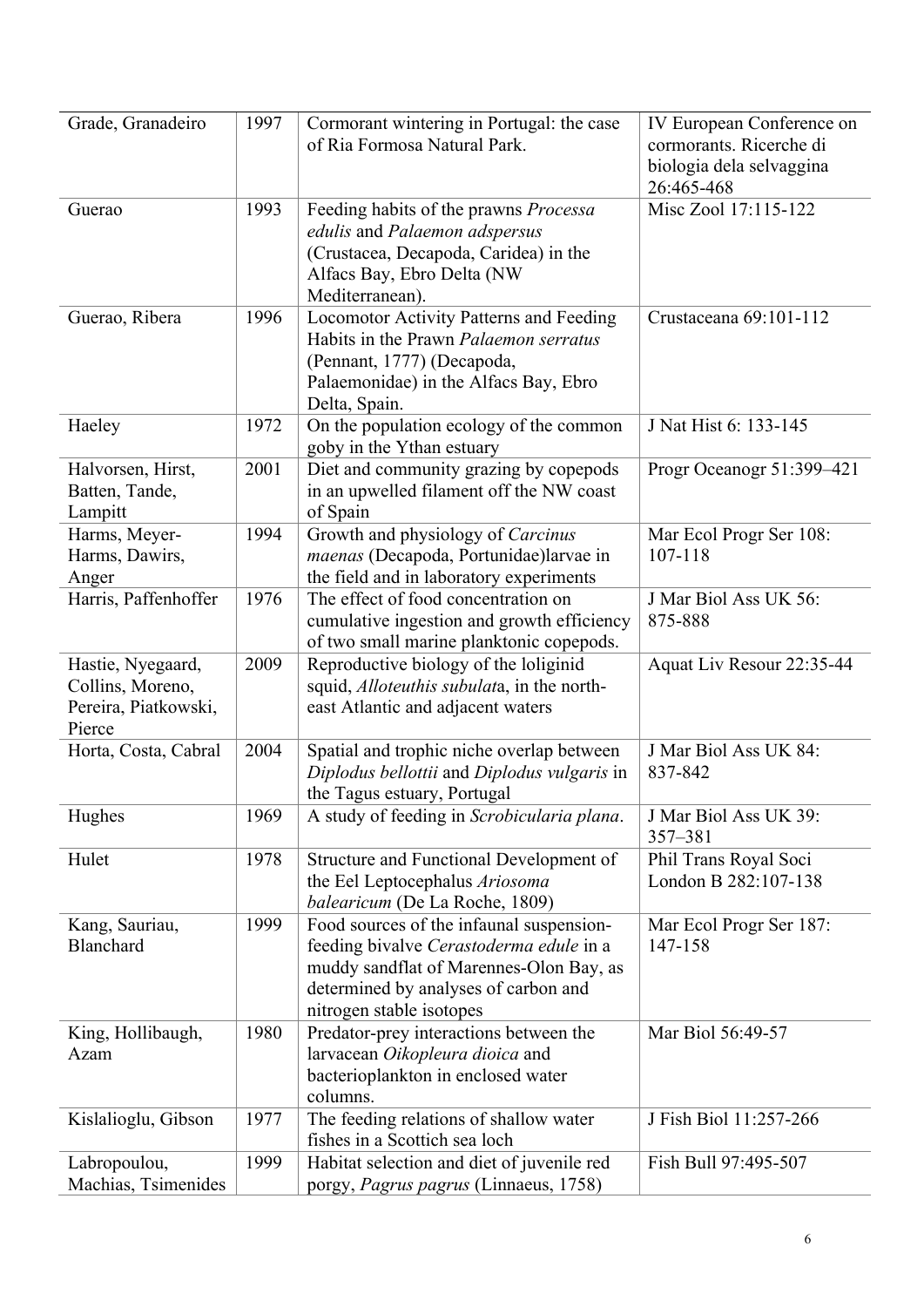| | | | |
|---|---|---|---|
| Grade, Granadeiro | 1997 | Cormorant wintering in Portugal: the case of Ria Formosa Natural Park. | IV European Conference on cormorants. Ricerche di biologia dela selvaggina 26:465-468 |
| Guerao | 1993 | Feeding habits of the prawns *Processa edulis* and *Palaemon adspersus* (Crustacea, Decapoda, Caridea) in the Alfacs Bay, Ebro Delta (NW Mediterranean). | Misc Zool 17:115-122 |
| Guerao, Ribera | 1996 | Locomotor Activity Patterns and Feeding Habits in the Prawn *Palaemon serratus* (Pennant, 1777) (Decapoda, Palaemonidae) in the Alfacs Bay, Ebro Delta, Spain. | Crustaceana 69:101-112 |
| Haeley | 1972 | On the population ecology of the common goby in the Ythan estuary | J Nat Hist 6: 133-145 |
| Halvorsen, Hirst, Batten, Tande, Lampitt | 2001 | Diet and community grazing by copepods in an upwelled filament off the NW coast of Spain | Progr Oceanogr 51:399–421 |
| Harms, Meyer-Harms, Dawirs, Anger | 1994 | Growth and physiology of *Carcinus maenas* (Decapoda, Portunidae)larvae in the field and in laboratory experiments | Mar Ecol Progr Ser 108: 107-118 |
| Harris, Paffenhoffer | 1976 | The effect of food concentration on cumulative ingestion and growth efficiency of two small marine planktonic copepods. | J Mar Biol Ass UK 56: 875-888 |
| Hastie, Nyegaard, Collins, Moreno, Pereira, Piatkowski, Pierce | 2009 | Reproductive biology of the loliginid squid, *Alloteuthis subulat*a, in the north-east Atlantic and adjacent waters | Aquat Liv Resour 22:35-44 |
| Horta, Costa, Cabral | 2004 | Spatial and trophic niche overlap between *Diplodus bellottii* and *Diplodus vulgaris* in the Tagus estuary, Portugal | J Mar Biol Ass UK 84: 837-842 |
| Hughes | 1969 | A study of feeding in *Scrobicularia plana*. | J Mar Biol Ass UK 39: 357–381 |
| Hulet | 1978 | Structure and Functional Development of the Eel Leptocephalus *Ariosoma balearicum* (De La Roche, 1809) | Phil Trans Royal Soci London B 282:107-138 |
| Kang, Sauriau, Blanchard | 1999 | Food sources of the infaunal suspension-feeding bivalve *Cerastoderma edule* in a muddy sandflat of Marennes-Olon Bay, as determined by analyses of carbon and nitrogen stable isotopes | Mar Ecol Progr Ser 187: 147-158 |
| King, Hollibaugh, Azam | 1980 | Predator-prey interactions between the larvacean *Oikopleura dioica* and bacterioplankton in enclosed water columns. | Mar Biol 56:49-57 |
| Kislalioglu, Gibson | 1977 | The feeding relations of shallow water fishes in a Scottish sea loch | J Fish Biol 11:257-266 |
| Labropoulou, Machias, Tsimenides | 1999 | Habitat selection and diet of juvenile red porgy, *Pagrus pagrus* (Linnaeus, 1758) | Fish Bull 97:495-507 |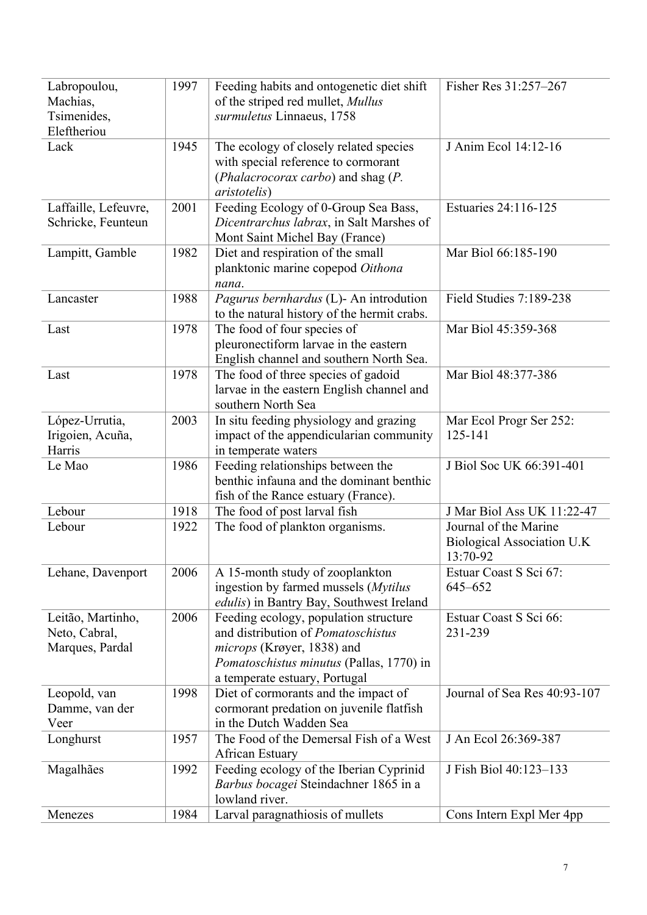| | | | |
|---|---|---|---|
| Labropoulou, Machias, Tsimenides, Eleftheriou | 1997 | Feeding habits and ontogenetic diet shift of the striped red mullet, *Mullus surmuletus* Linnaeus, 1758 | Fisher Res 31:257–267 |
| Lack | 1945 | The ecology of closely related species with special reference to cormorant (*Phalacrocorax carbo*) and shag (*P. aristotelis*) | J Anim Ecol 14:12-16 |
| Laffaille, Lefeuvre, Schricke, Feunteun | 2001 | Feeding Ecology of 0-Group Sea Bass, *Dicentrarchus labrax*, in Salt Marshes of Mont Saint Michel Bay (France) | Estuaries 24:116-125 |
| Lampitt, Gamble | 1982 | Diet and respiration of the small planktonic marine copepod *Oithona nana*. | Mar Biol 66:185-190 |
| Lancaster | 1988 | *Pagurus bernhardus* (L)- An introdution to the natural history of the hermit crabs. | Field Studies 7:189-238 |
| Last | 1978 | The food of four species of pleuronectiform larvae in the eastern English channel and southern North Sea. | Mar Biol 45:359-368 |
| Last | 1978 | The food of three species of gadoid larvae in the eastern English channel and southern North Sea | Mar Biol 48:377-386 |
| López-Urrutia, Irigoien, Acuña, Harris | 2003 | In situ feeding physiology and grazing impact of the appendicularian community in temperate waters | Mar Ecol Progr Ser 252: 125-141 |
| Le Mao | 1986 | Feeding relationships between the benthic infauna and the dominant benthic fish of the Rance estuary (France). | J Biol Soc UK 66:391-401 |
| Lebour | 1918 | The food of post larval fish | J Mar Biol Ass UK 11:22-47 |
| Lebour | 1922 | The food of plankton organisms. | Journal of the Marine Biological Association U.K 13:70-92 |
| Lehane, Davenport | 2006 | A 15-month study of zooplankton ingestion by farmed mussels (*Mytilus edulis*) in Bantry Bay, Southwest Ireland | Estuar Coast S Sci 67: 645–652 |
| Leitão, Martinho, Neto, Cabral, Marques, Pardal | 2006 | Feeding ecology, population structure and distribution of *Pomatoschistus microps* (Krøyer, 1838) and *Pomatoschistus minutus* (Pallas, 1770) in a temperate estuary, Portugal | Estuar Coast S Sci 66: 231-239 |
| Leopold, van Damme, van der Veer | 1998 | Diet of cormorants and the impact of cormorant predation on juvenile flatfish in the Dutch Wadden Sea | Journal of Sea Res 40:93-107 |
| Longhurst | 1957 | The Food of the Demersal Fish of a West African Estuary | J An Ecol 26:369-387 |
| Magalhães | 1992 | Feeding ecology of the Iberian Cyprinid *Barbus bocagei* Steindachner 1865 in a lowland river. | J Fish Biol 40:123–133 |
| Menezes | 1984 | Larval paragnathiosis of mullets | Cons Intern Expl Mer 4pp |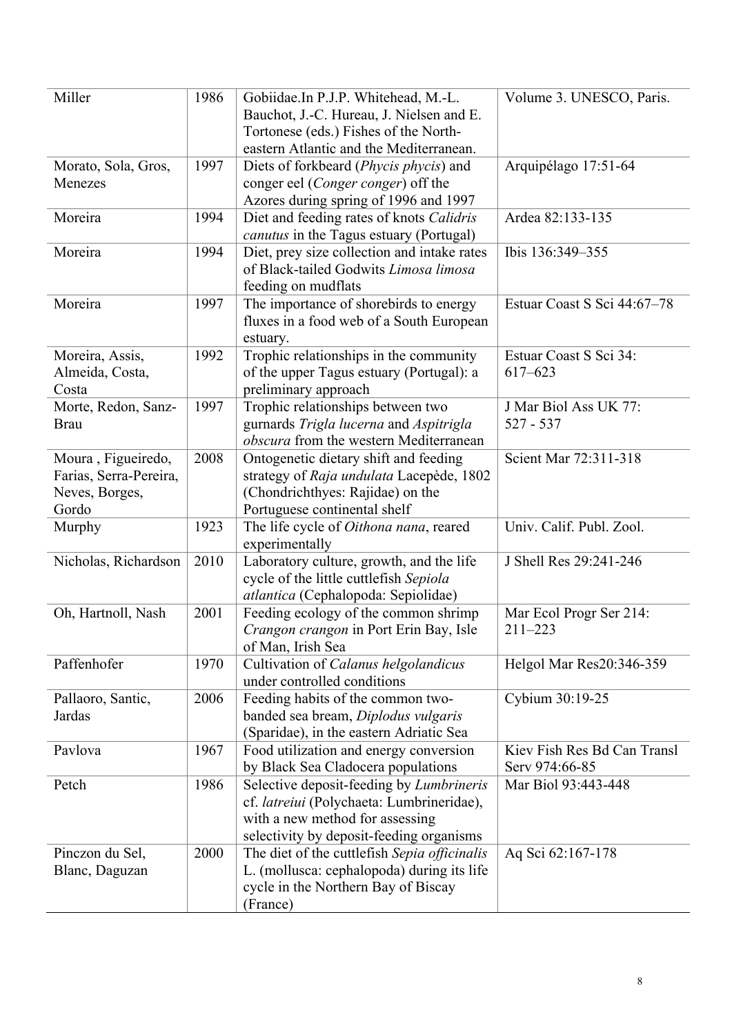| | | | |
|---|---|---|---|
| Miller | 1986 | Gobiidae.In P.J.P. Whitehead, M.-L. Bauchot, J.-C. Hureau, J. Nielsen and E. Tortonese (eds.) Fishes of the North-eastern Atlantic and the Mediterranean. | Volume 3. UNESCO, Paris. |
| Morato, Sola, Gros, Menezes | 1997 | Diets of forkbeard (*Phycis phycis*) and conger eel (*Conger conger*) off the Azores during spring of 1996 and 1997 | Arquipélago 17:51-64 |
| Moreira | 1994 | Diet and feeding rates of knots *Calidris canutus* in the Tagus estuary (Portugal) | Ardea 82:133-135 |
| Moreira | 1994 | Diet, prey size collection and intake rates of Black-tailed Godwits *Limosa limosa* feeding on mudflats | Ibis 136:349–355 |
| Moreira | 1997 | The importance of shorebirds to energy fluxes in a food web of a South European estuary. | Estuar Coast S Sci 44:67–78 |
| Moreira, Assis, Almeida, Costa, Costa | 1992 | Trophic relationships in the community of the upper Tagus estuary (Portugal): a preliminary approach | Estuar Coast S Sci 34: 617–623 |
| Morte, Redon, Sanz-Brau | 1997 | Trophic relationships between two gurnards *Trigla lucerna* and *Aspitrigla obscura* from the western Mediterranean | J Mar Biol Ass UK 77: 527 - 537 |
| Moura , Figueiredo, Farias, Serra-Pereira, Neves, Borges, Gordo | 2008 | Ontogenetic dietary shift and feeding strategy of *Raja undulata* Lacepède, 1802 (Chondrichthyes: Rajidae) on the Portuguese continental shelf | Scient Mar 72:311-318 |
| Murphy | 1923 | The life cycle of *Oithona nana*, reared experimentally | Univ. Calif. Publ. Zool. |
| Nicholas, Richardson | 2010 | Laboratory culture, growth, and the life cycle of the little cuttlefish *Sepiola atlantica* (Cephalopoda: Sepiolidae) | J Shell Res 29:241-246 |
| Oh, Hartnoll, Nash | 2001 | Feeding ecology of the common shrimp *Crangon crangon* in Port Erin Bay, Isle of Man, Irish Sea | Mar Ecol Progr Ser 214: 211–223 |
| Paffenhofer | 1970 | Cultivation of *Calanus helgolandicus* under controlled conditions | Helgol Mar Res20:346-359 |
| Pallaoro, Santic, Jardas | 2006 | Feeding habits of the common two-banded sea bream, *Diplodus vulgaris* (Sparidae), in the eastern Adriatic Sea | Cybium 30:19-25 |
| Pavlova | 1967 | Food utilization and energy conversion by Black Sea Cladocera populations | Kiev Fish Res Bd Can Transl Serv 974:66-85 |
| Petch | 1986 | Selective deposit-feeding by *Lumbrineris* cf. *latreiui* (Polychaeta: Lumbrineridae), with a new method for assessing selectivity by deposit-feeding organisms | Mar Biol 93:443-448 |
| Pinczon du Sel, Blanc, Daguzan | 2000 | The diet of the cuttlefish *Sepia officinalis* L. (mollusca: cephalopoda) during its life cycle in the Northern Bay of Biscay (France) | Aq Sci 62:167-178 |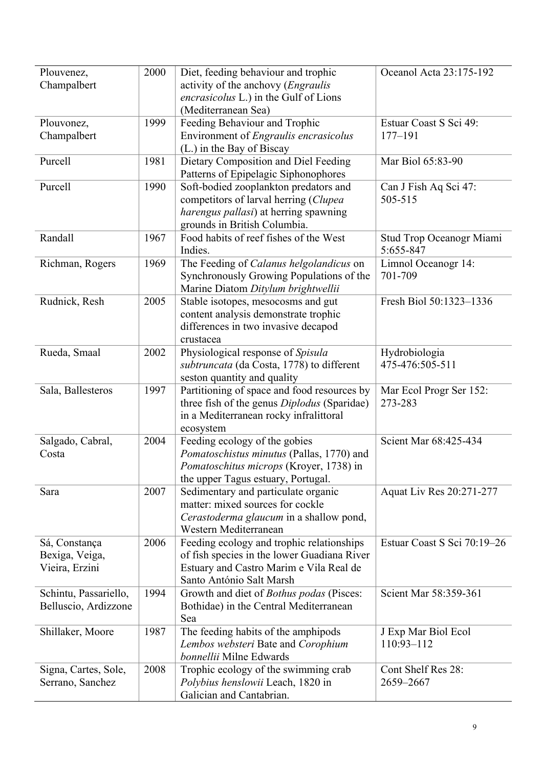| Plouvenez, Champalbert | 2000 | Diet, feeding behaviour and trophic activity of the anchovy (*Engraulis encrasicolus* L.) in the Gulf of Lions (Mediterranean Sea) | Oceanol Acta 23:175-192 |
|---|---|---|---|
| Plouvonez, Champalbert | 1999 | Feeding Behaviour and Trophic Environment of *Engraulis encrasicolus* (L.) in the Bay of Biscay | Estuar Coast S Sci 49: 177–191 |
| Purcell | 1981 | Dietary Composition and Diel Feeding Patterns of Epipelagic Siphonophores | Mar Biol 65:83-90 |
| Purcell | 1990 | Soft-bodied zooplankton predators and competitors of larval herring (*Clupea harengus pallasi*) at herring spawning grounds in British Columbia. | Can J Fish Aq Sci 47: 505-515 |
| Randall | 1967 | Food habits of reef fishes of the West Indies. | Stud Trop Oceanogr Miami 5:655-847 |
| Richman, Rogers | 1969 | The Feeding of *Calanus helgolandicus* on Synchronously Growing Populations of the Marine Diatom *Ditylum brightwellii* | Limnol Oceanogr 14: 701-709 |
| Rudnick, Resh | 2005 | Stable isotopes, mesocosms and gut content analysis demonstrate trophic differences in two invasive decapod crustacea | Fresh Biol 50:1323–1336 |
| Rueda, Smaal | 2002 | Physiological response of *Spisula subtruncata* (da Costa, 1778) to different seston quantity and quality | Hydrobiologia 475-476:505-511 |
| Sala, Ballesteros | 1997 | Partitioning of space and food resources by three fish of the genus *Diplodus* (Sparidae) in a Mediterranean rocky infralittoral ecosystem | Mar Ecol Progr Ser 152: 273-283 |
| Salgado, Cabral, Costa | 2004 | Feeding ecology of the gobies *Pomatoschistus minutus* (Pallas, 1770) and *Pomatoschitus microps* (Kroyer, 1738) in the upper Tagus estuary, Portugal. | Scient Mar 68:425-434 |
| Sara | 2007 | Sedimentary and particulate organic matter: mixed sources for cockle *Cerastoderma glaucum* in a shallow pond, Western Mediterranean | Aquat Liv Res 20:271-277 |
| Sá, Constança Bexiga, Veiga, Vieira, Erzini | 2006 | Feeding ecology and trophic relationships of fish species in the lower Guadiana River Estuary and Castro Marim e Vila Real de Santo António Salt Marsh | Estuar Coast S Sci 70:19–26 |
| Schintu, Passariello, Belluscio, Ardizzone | 1994 | Growth and diet of *Bothus podas* (Pisces: Bothidae) in the Central Mediterranean Sea | Scient Mar 58:359-361 |
| Shillaker, Moore | 1987 | The feeding habits of the amphipods *Lembos websteri* Bate and *Corophium bonnellii* Milne Edwards | J Exp Mar Biol Ecol 110:93–112 |
| Signa, Cartes, Sole, Serrano, Sanchez | 2008 | Trophic ecology of the swimming crab *Polybius henslowii* Leach, 1820 in Galician and Cantabrian. | Cont Shelf Res 28: 2659–2667 |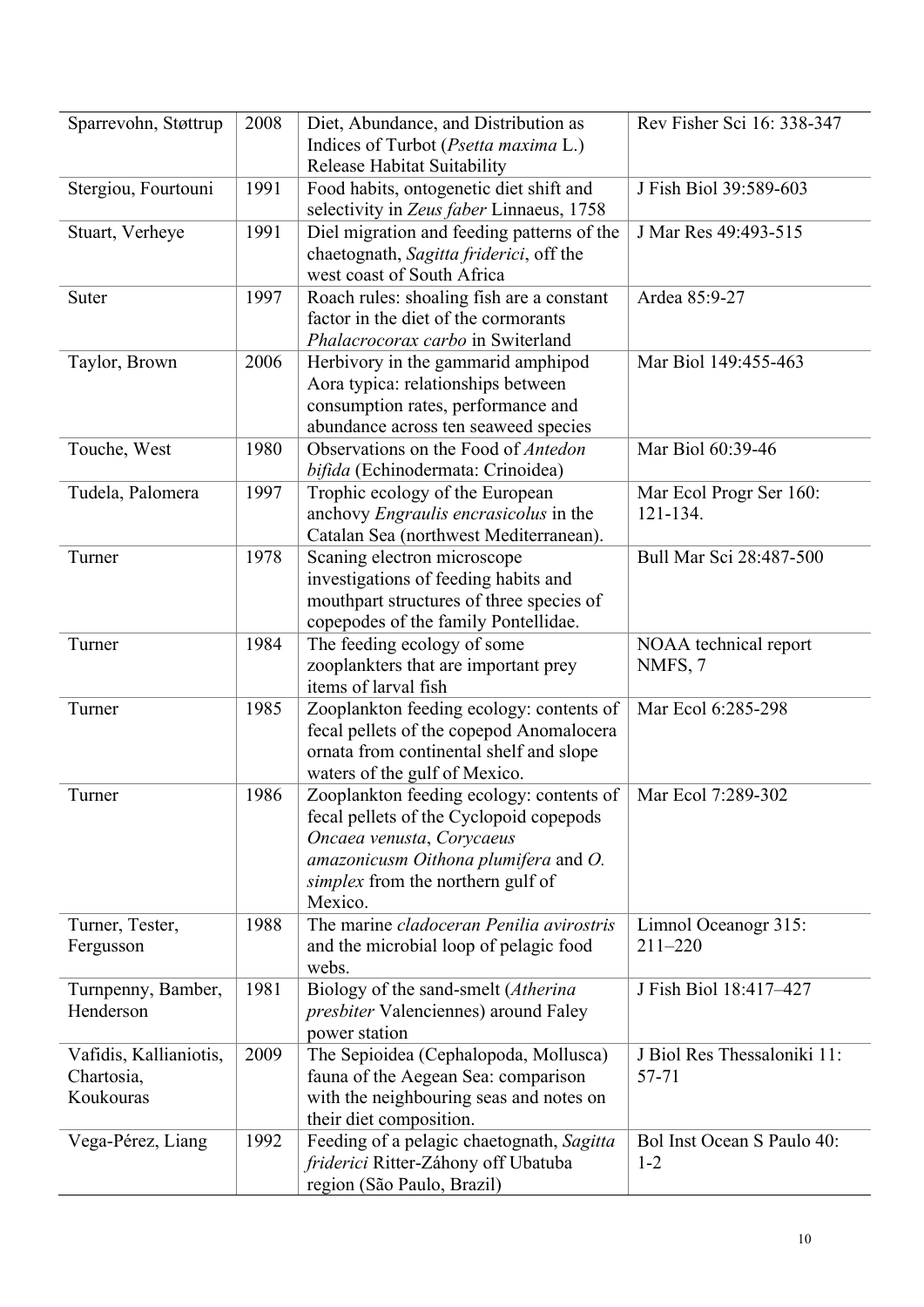| | | | |
|---|---|---|---|
| Sparrevohn, Støttrup | 2008 | Diet, Abundance, and Distribution as Indices of Turbot (*Psetta maxima* L.) Release Habitat Suitability | Rev Fisher Sci 16: 338-347 |
| Stergiou, Fourtouni | 1991 | Food habits, ontogenetic diet shift and selectivity in *Zeus faber* Linnaeus, 1758 | J Fish Biol 39:589-603 |
| Stuart, Verheye | 1991 | Diel migration and feeding patterns of the chaetognath, *Sagitta friderici*, off the west coast of South Africa | J Mar Res 49:493-515 |
| Suter | 1997 | Roach rules: shoaling fish are a constant factor in the diet of the cormorants *Phalacrocorax carbo* in Switzerland | Ardea 85:9-27 |
| Taylor, Brown | 2006 | Herbivory in the gammarid amphipod Aora typica: relationships between consumption rates, performance and abundance across ten seaweed species | Mar Biol 149:455-463 |
| Touche, West | 1980 | Observations on the Food of *Antedon bifida* (Echinodermata: Crinoidea) | Mar Biol 60:39-46 |
| Tudela, Palomera | 1997 | Trophic ecology of the European anchovy *Engraulis encrasicolus* in the Catalan Sea (northwest Mediterranean). | Mar Ecol Progr Ser 160: 121-134. |
| Turner | 1978 | Scaning electron microscope investigations of feeding habits and mouthpart structures of three species of copepodes of the family Pontellidae. | Bull Mar Sci 28:487-500 |
| Turner | 1984 | The feeding ecology of some zooplankters that are important prey items of larval fish | NOAA technical report NMFS, 7 |
| Turner | 1985 | Zooplankton feeding ecology: contents of fecal pellets of the copepod Anomalocera ornata from continental shelf and slope waters of the gulf of Mexico. | Mar Ecol 6:285-298 |
| Turner | 1986 | Zooplankton feeding ecology: contents of fecal pellets of the Cyclopoid copepods *Oncaea venusta*, *Corycaeus amazonicusm Oithona plumifera* and *O. simplex* from the northern gulf of Mexico. | Mar Ecol 7:289-302 |
| Turner, Tester, Fergusson | 1988 | The marine *cladoceran Penilia avirostris* and the microbial loop of pelagic food webs. | Limnol Oceanogr 315: 211–220 |
| Turnpenny, Bamber, Henderson | 1981 | Biology of the sand-smelt (*Atherina presbiter* Valenciennes) around Faley power station | J Fish Biol 18:417–427 |
| Vafidis, Kallianiotis, Chartosia, Koukouras | 2009 | The Sepioidea (Cephalopoda, Mollusca) fauna of the Aegean Sea: comparison with the neighbouring seas and notes on their diet composition. | J Biol Res Thessaloniki 11: 57-71 |
| Vega-Pérez, Liang | 1992 | Feeding of a pelagic chaetognath, *Sagitta friderici* Ritter-Záhony off Ubatuba region (São Paulo, Brazil) | Bol Inst Ocean S Paulo 40: 1-2 |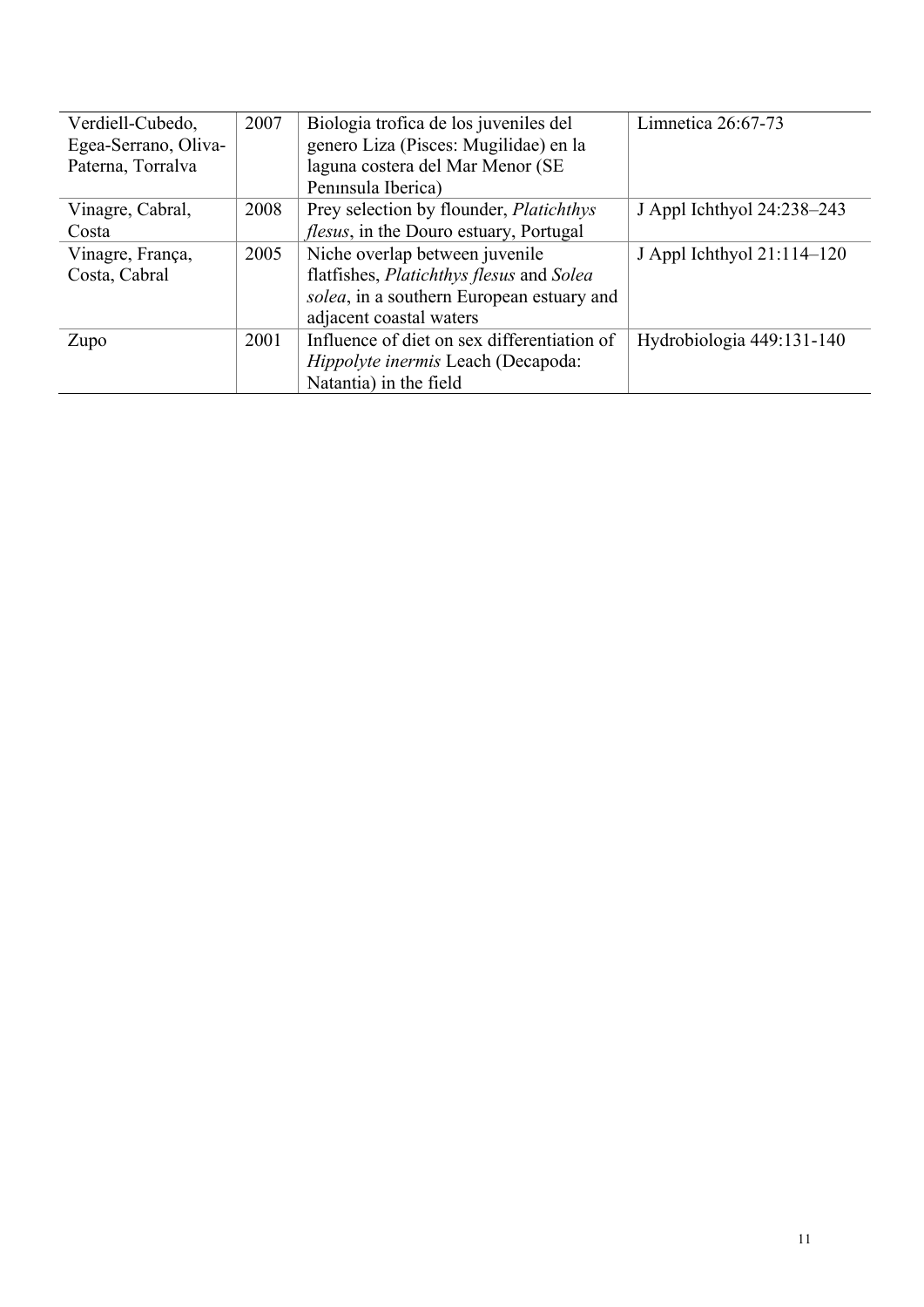| | | | |
|---|---|---|---|
| Verdiell-Cubedo, Egea-Serrano, Oliva-Paterna, Torralva | 2007 | Biologia trofica de los juveniles del genero Liza (Pisces: Mugilidae) en la laguna costera del Mar Menor (SE Penınsula Iberica) | Limnetica 26:67-73 |
| Vinagre, Cabral, Costa | 2008 | Prey selection by flounder, *Platichthys flesus*, in the Douro estuary, Portugal | J Appl Ichthyol 24:238–243 |
| Vinagre, França, Costa, Cabral | 2005 | Niche overlap between juvenile flatfishes, *Platichthys flesus* and *Solea solea*, in a southern European estuary and adjacent coastal waters | J Appl Ichthyol 21:114–120 |
| Zupo | 2001 | Influence of diet on sex differentiation of *Hippolyte inermis* Leach (Decapoda: Natantia) in the field | Hydrobiologia 449:131-140 |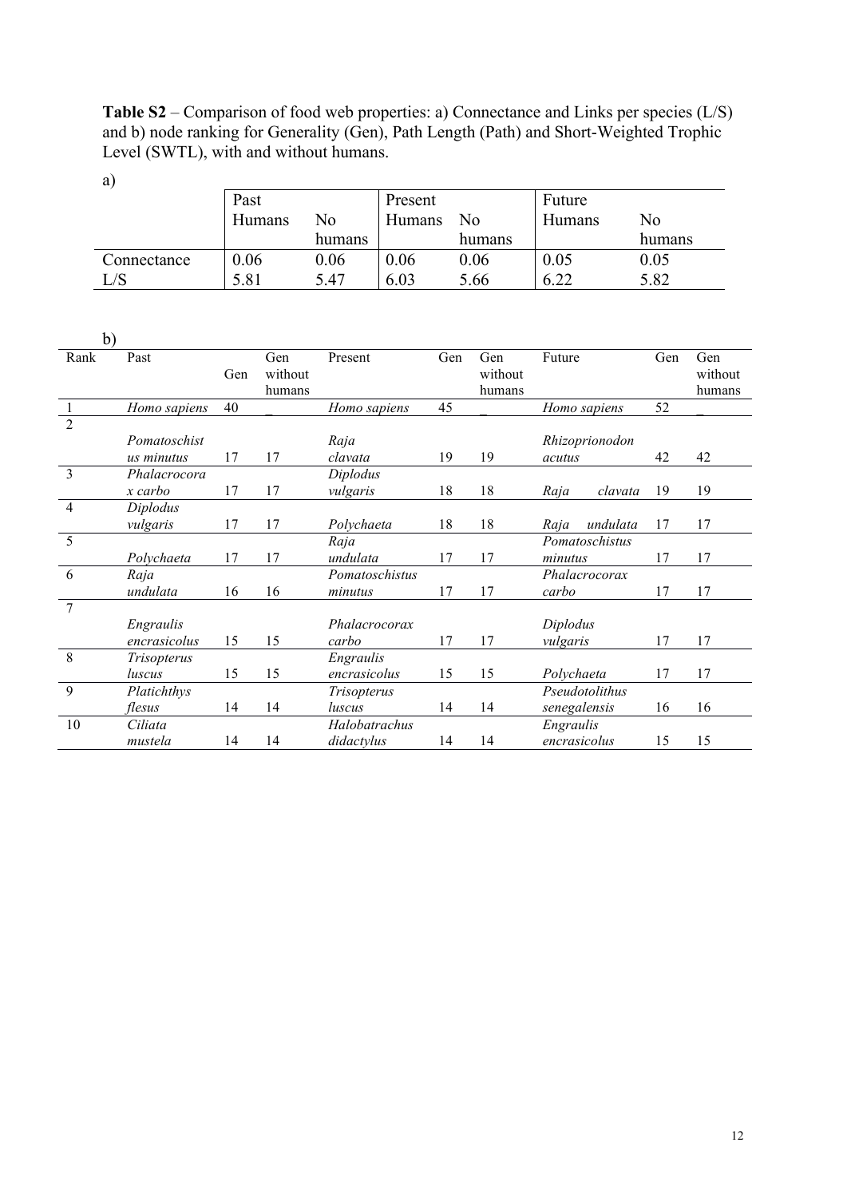**Table S2** – Comparison of food web properties: a) Connectance and Links per species (L/S) and b) node ranking for Generality (Gen), Path Length (Path) and Short-Weighted Trophic Level (SWTL), with and without humans.

a)

| | Past | | Present | | Future | |
|---|---|---|---|---|---|---|
| | Humans | No humans | Humans | No humans | Humans | No humans |
| Connectance | 0.06 | 0.06 | 0.06 | 0.06 | 0.05 | 0.05 |
| L/S | 5.81 | 5.47 | 6.03 | 5.66 | 6.22 | 5.82 |

b)

| Rank | Past | Gen | Gen without humans | Present | Gen | Gen without humans | Future | Gen | Gen without humans |
|---|---|---|---|---|---|---|---|---|---|
| 1 | *Homo sapiens* | 40 | _ | *Homo sapiens* | 45 | _ | *Homo sapiens* | 52 | _ |
| 2 | *Pomatoschistus minutus* | 17 | 17 | *Raja clavata* | 19 | 19 | *Rhizoprionodon acutus* | 42 | 42 |
| 3 | *Phalacrocorax carbo* | 17 | 17 | *Diplodus vulgaris* | 18 | 18 | *Raja clavata* | 19 | 19 |
| 4 | *Diplodus vulgaris* | 17 | 17 | *Polychaeta* | 18 | 18 | *Raja undulata* | 17 | 17 |
| 5 | *Polychaeta* | 17 | 17 | *Raja undulata* | 17 | 17 | *Pomatoschistus minutus* | 17 | 17 |
| 6 | *Raja undulata* | 16 | 16 | *Pomatoschistus minutus* | 17 | 17 | *Phalacrocorax carbo* | 17 | 17 |
| 7 | *Engraulis encrasicolus* | 15 | 15 | *Phalacrocorax carbo* | 17 | 17 | *Diplodus vulgaris* | 17 | 17 |
| 8 | *Trisopterus luscus* | 15 | 15 | *Engraulis encrasicolus* | 15 | 15 | *Polychaeta* | 17 | 17 |
| 9 | *Platichthys flesus* | 14 | 14 | *Trisopterus luscus* | 14 | 14 | *Pseudotolithus senegalensis* | 16 | 16 |
| 10 | *Ciliata mustela* | 14 | 14 | *Halobatrachus didactylus* | 14 | 14 | *Engraulis encrasicolus* | 15 | 15 |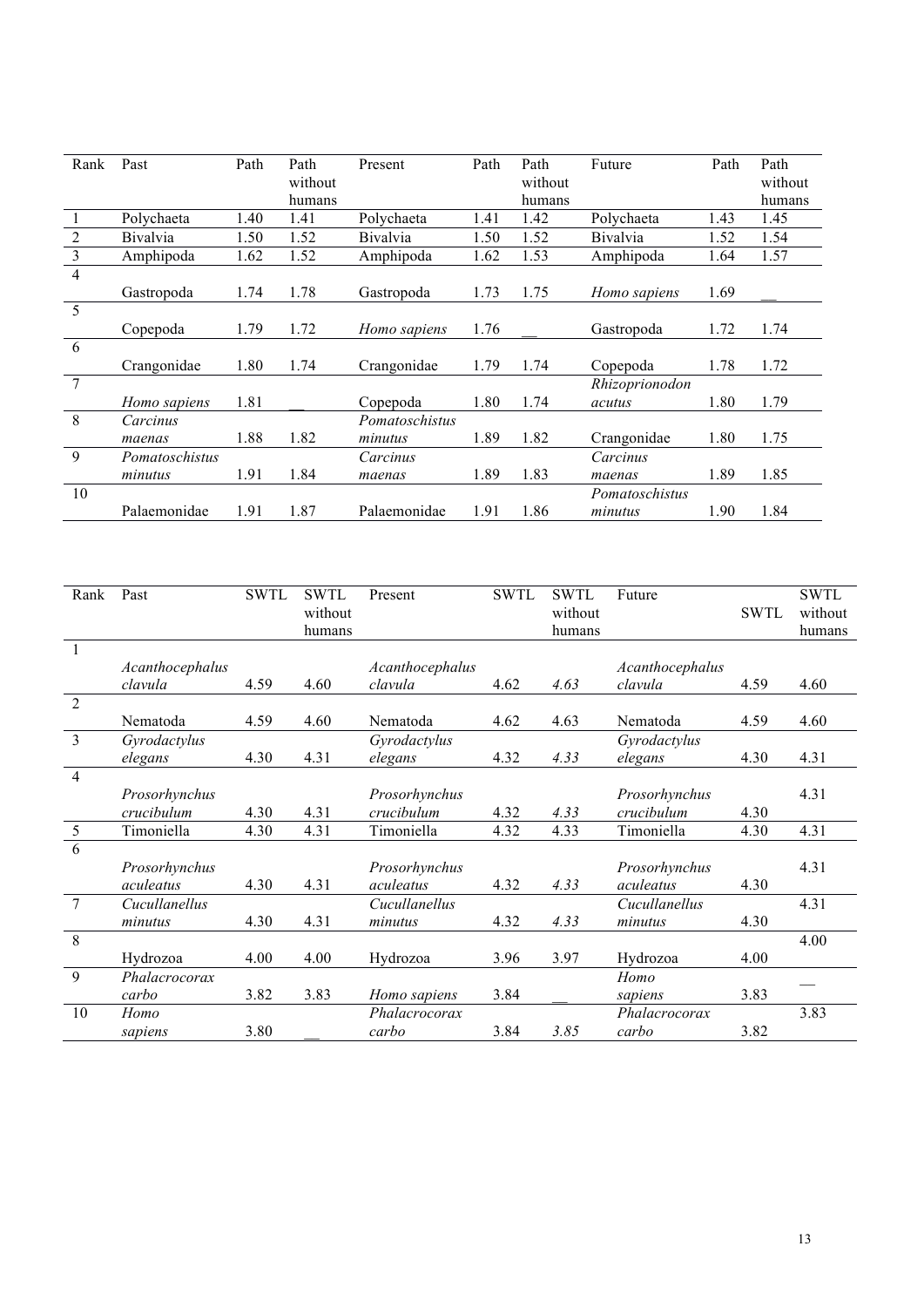| Rank | Past | Path | Path without humans | Present | Path | Path without humans | Future | Path | Path without humans |
|---|---|---|---|---|---|---|---|---|---|
| 1 | Polychaeta | 1.40 | 1.41 | Polychaeta | 1.41 | 1.42 | Polychaeta | 1.43 | 1.45 |
| 2 | Bivalvia | 1.50 | 1.52 | Bivalvia | 1.50 | 1.52 | Bivalvia | 1.52 | 1.54 |
| 3 | Amphipoda | 1.62 | 1.52 | Amphipoda | 1.62 | 1.53 | Amphipoda | 1.64 | 1.57 |
| 4 | Gastropoda | 1.74 | 1.78 | Gastropoda | 1.73 | 1.75 | *Homo sapiens* | 1.69 | __ |
| 5 | Copepoda | 1.79 | 1.72 | *Homo sapiens* | 1.76 | __ | Gastropoda | 1.72 | 1.74 |
| 6 | Crangonidae | 1.80 | 1.74 | Crangonidae | 1.79 | 1.74 | Copepoda | 1.78 | 1.72 |
| 7 | *Homo sapiens* | 1.81 | __ | Copepoda | 1.80 | 1.74 | *Rhizoprionodon acutus* | 1.80 | 1.79 |
| 8 | *Carcinus maenas* | 1.88 | 1.82 | *Pomatoschistus minutus* | 1.89 | 1.82 | Crangonidae | 1.80 | 1.75 |
| 9 | *Pomatoschistus minutus* | 1.91 | 1.84 | *Carcinus maenas* | 1.89 | 1.83 | *Carcinus maenas* | 1.89 | 1.85 |
| 10 | Palaemonidae | 1.91 | 1.87 | Palaemonidae | 1.91 | 1.86 | *Pomatoschistus minutus* | 1.90 | 1.84 |

| Rank | Past | SWTL | SWTL without humans | Present | SWTL | SWTL without humans | Future | SWTL | SWTL without humans |
|---|---|---|---|---|---|---|---|---|---|
| 1 | *Acanthocephalus clavula* | 4.59 | 4.60 | *Acanthocephalus clavula* | 4.62 | *4.63* | *Acanthocephalus clavula* | 4.59 | 4.60 |
| 2 | Nematoda | 4.59 | 4.60 | Nematoda | 4.62 | 4.63 | Nematoda | 4.59 | 4.60 |
| 3 | *Gyrodactylus elegans* | 4.30 | 4.31 | *Gyrodactylus elegans* | 4.32 | *4.33* | *Gyrodactylus elegans* | 4.30 | 4.31 |
| 4 | *Prosorhynchus crucibulum* | 4.30 | 4.31 | *Prosorhynchus crucibulum* | 4.32 | *4.33* | *Prosorhynchus crucibulum* | 4.30 | 4.31 |
| 5 | Timoniella | 4.30 | 4.31 | Timoniella | 4.32 | 4.33 | Timoniella | 4.30 | 4.31 |
| 6 | *Prosorhynchus aculeatus* | 4.30 | 4.31 | *Prosorhynchus aculeatus* | 4.32 | *4.33* | *Prosorhynchus aculeatus* | 4.30 | 4.31 |
| 7 | *Cucullanellus minutus* | 4.30 | 4.31 | *Cucullanellus minutus* | 4.32 | *4.33* | *Cucullanellus minutus* | 4.30 | 4.31 |
| 8 | Hydrozoa | 4.00 | 4.00 | Hydrozoa | 3.96 | 3.97 | Hydrozoa | 4.00 | 4.00 |
| 9 | *Phalacrocorax carbo* | 3.82 | 3.83 | *Homo sapiens* | 3.84 | __ | *Homo sapiens* | 3.83 | __ |
| 10 | *Homo sapiens* | 3.80 | __ | *Phalacrocorax carbo* | 3.84 | *3.85* | *Phalacrocorax carbo* | 3.82 | 3.83 |